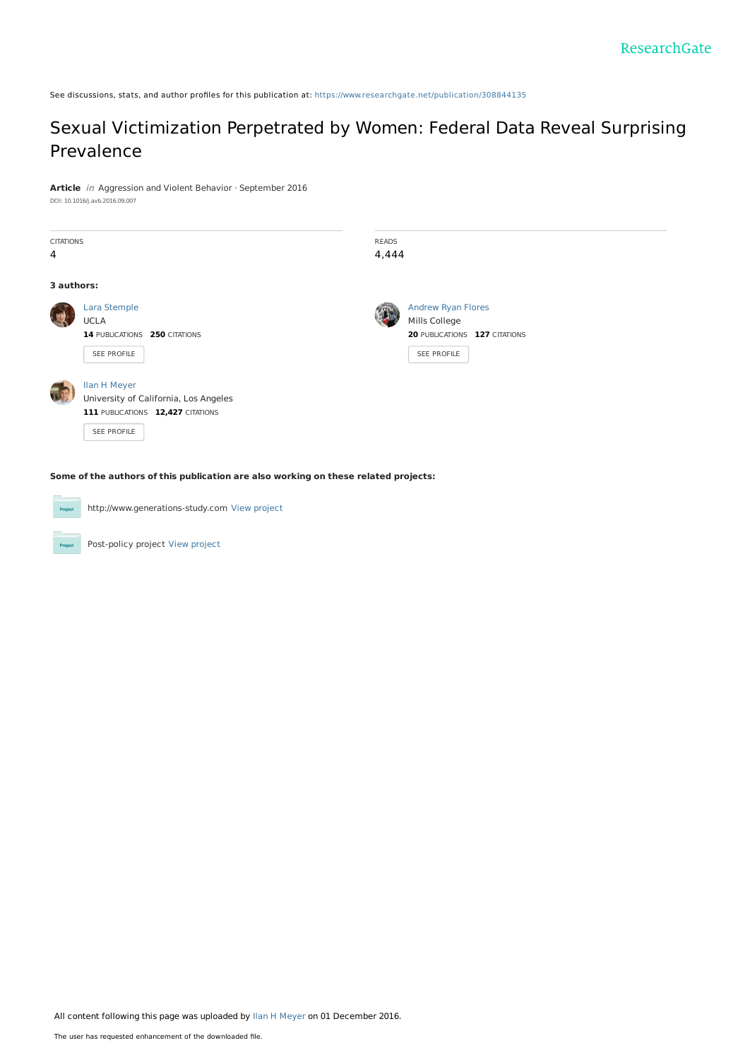See discussions, stats, and author profiles for this publication at: https://www.researchgate.net/publication/308844135

# Sexual Victimization Perpetrated by Women: Federal Data Reveal Surprising Prevalence

**Article** *in* Aggression and Violent Behavior · September 2016

DOI: 10.1016/j.avb.2016.09.007

| CITATIONS | READS |
| --- | --- |
| 4 | 4,444 |

**3 authors:**

Lara Stemple
UCLA
**14** PUBLICATIONS **250** CITATIONS
SEE PROFILE

Andrew Ryan Flores
Mills College
**20** PUBLICATIONS **127** CITATIONS
SEE PROFILE

Ilan H Meyer
University of California, Los Angeles
**111** PUBLICATIONS **12,427** CITATIONS
SEE PROFILE

**Some of the authors of this publication are also working on these related projects:**

http://www.generations-study.com View project

Post-policy project View project

All content following this page was uploaded by Ilan H Meyer on 01 December 2016.

The user has requested enhancement of the downloaded file.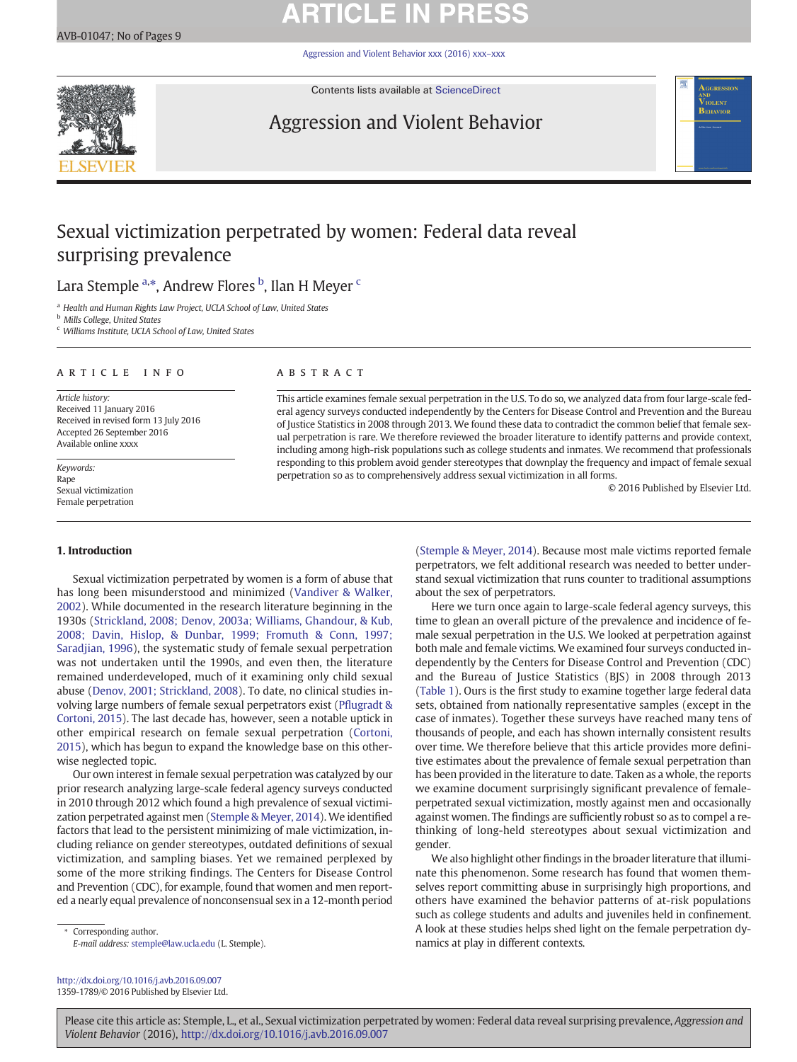# Sexual victimization perpetrated by women: Federal data reveal surprising prevalence

Lara Stemple[a,*], Andrew Flores[b], Ilan H Meyer[c]

[a] Health and Human Rights Law Project, UCLA School of Law, United States
[b] Mills College, United States
[c] Williams Institute, UCLA School of Law, United States

## ARTICLE INFO

*Article history:*
Received 11 January 2016
Received in revised form 13 July 2016
Accepted 26 September 2016
Available online xxxx

*Keywords:*
Rape
Sexual victimization
Female perpetration

## ABSTRACT

This article examines female sexual perpetration in the U.S. To do so, we analyzed data from four large-scale federal agency surveys conducted independently by the Centers for Disease Control and Prevention and the Bureau of Justice Statistics in 2008 through 2013. We found these data to contradict the common belief that female sexual perpetration is rare. We therefore reviewed the broader literature to identify patterns and provide context, including among high-risk populations such as college students and inmates. We recommend that professionals responding to this problem avoid gender stereotypes that downplay the frequency and impact of female sexual perpetration so as to comprehensively address sexual victimization in all forms.

© 2016 Published by Elsevier Ltd.

## 1. Introduction

Sexual victimization perpetrated by women is a form of abuse that has long been misunderstood and minimized (Vandiver & Walker, 2002). While documented in the research literature beginning in the 1930s (Strickland, 2008; Denov, 2003a; Williams, Ghandour, & Kub, 2008; Davin, Hislop, & Dunbar, 1999; Fromuth & Conn, 1997; Saradjian, 1996), the systematic study of female sexual perpetration was not undertaken until the 1990s, and even then, the literature remained underdeveloped, much of it examining only child sexual abuse (Denov, 2001; Strickland, 2008). To date, no clinical studies involving large numbers of female sexual perpetrators exist (Pflugradt & Cortoni, 2015). The last decade has, however, seen a notable uptick in other empirical research on female sexual perpetration (Cortoni, 2015), which has begun to expand the knowledge base on this otherwise neglected topic.

Our own interest in female sexual perpetration was catalyzed by our prior research analyzing large-scale federal agency surveys conducted in 2010 through 2012 which found a high prevalence of sexual victimization perpetrated against men (Stemple & Meyer, 2014). We identified factors that lead to the persistent minimizing of male victimization, including reliance on gender stereotypes, outdated definitions of sexual victimization, and sampling biases. Yet we remained perplexed by some of the more striking findings. The Centers for Disease Control and Prevention (CDC), for example, found that women and men reported a nearly equal prevalence of nonconsensual sex in a 12-month period (Stemple & Meyer, 2014). Because most male victims reported female perpetrators, we felt additional research was needed to better understand sexual victimization that runs counter to traditional assumptions about the sex of perpetrators.

Here we turn once again to large-scale federal agency surveys, this time to glean an overall picture of the prevalence and incidence of female sexual perpetration in the U.S. We looked at perpetration against both male and female victims. We examined four surveys conducted independently by the Centers for Disease Control and Prevention (CDC) and the Bureau of Justice Statistics (BJS) in 2008 through 2013 (Table 1). Ours is the first study to examine together large federal data sets, obtained from nationally representative samples (except in the case of inmates). Together these surveys have reached many tens of thousands of people, and each has shown internally consistent results over time. We therefore believe that this article provides more definitive estimates about the prevalence of female sexual perpetration than has been provided in the literature to date. Taken as a whole, the reports we examine document surprisingly significant prevalence of female-perpetrated sexual victimization, mostly against men and occasionally against women. The findings are sufficiently robust so as to compel a rethinking of long-held stereotypes about sexual victimization and gender.

We also highlight other findings in the broader literature that illuminate this phenomenon. Some research has found that women themselves report committing abuse in surprisingly high proportions, and others have examined the behavior patterns of at-risk populations such as college students and adults and juveniles held in confinement. A look at these studies helps shed light on the female perpetration dynamics at play in different contexts.

\* Corresponding author.
*E-mail address:* stemple@law.ucla.edu (L. Stemple).

http://dx.doi.org/10.1016/j.avb.2016.09.007
1359-1789/© 2016 Published by Elsevier Ltd.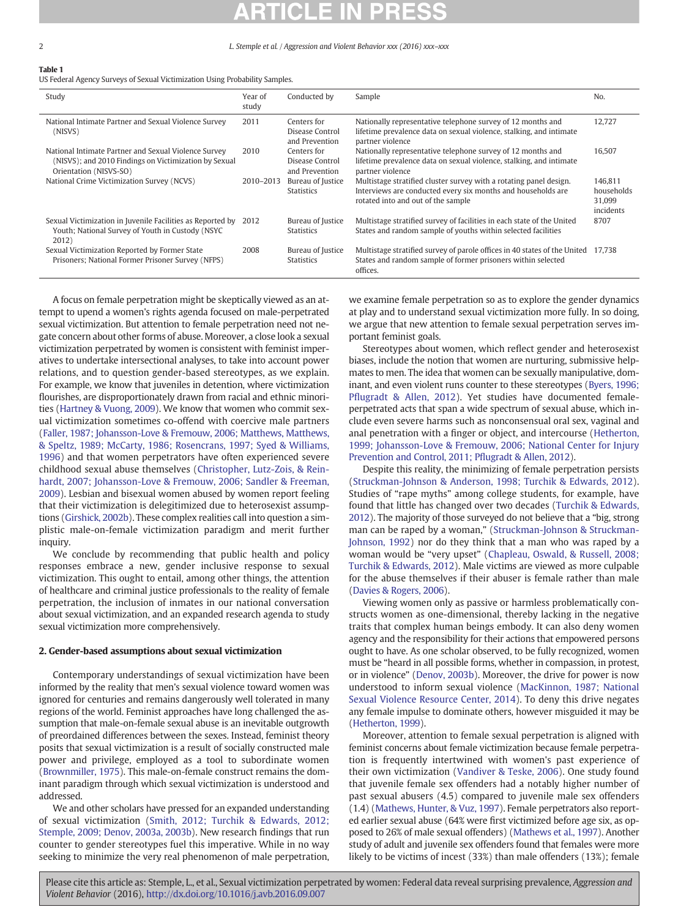**Table 1**
US Federal Agency Surveys of Sexual Victimization Using Probability Samples.

| Study | Year of study | Conducted by | Sample | No. |
|---|---|---|---|---|
| National Intimate Partner and Sexual Violence Survey (NISVS) | 2011 | Centers for Disease Control and Prevention | Nationally representative telephone survey of 12 months and lifetime prevalence data on sexual violence, stalking, and intimate partner violence | 12,727 |
| National Intimate Partner and Sexual Violence Survey (NISVS); and 2010 Findings on Victimization by Sexual Orientation (NISVS-SO) | 2010 | Centers for Disease Control and Prevention | Nationally representative telephone survey of 12 months and lifetime prevalence data on sexual violence, stalking, and intimate partner violence | 16,507 |
| National Crime Victimization Survey (NCVS) | 2010–2013 | Bureau of Justice Statistics | Multistage stratified cluster survey with a rotating panel design. Interviews are conducted every six months and households are rotated into and out of the sample | 146,811 households 31,099 incidents |
| Sexual Victimization in Juvenile Facilities as Reported by Youth; National Survey of Youth in Custody (NSYC 2012) | 2012 | Bureau of Justice Statistics | Multistage stratified survey of facilities in each state of the United States and random sample of youths within selected facilities | 8707 |
| Sexual Victimization Reported by Former State Prisoners; National Former Prisoner Survey (NFPS) | 2008 | Bureau of Justice Statistics | Multistage stratified survey of parole offices in 40 states of the United States and random sample of former prisoners within selected offices. | 17,738 |

A focus on female perpetration might be skeptically viewed as an attempt to upend a women's rights agenda focused on male-perpetrated sexual victimization. But attention to female perpetration need not negate concern about other forms of abuse. Moreover, a close look a sexual victimization perpetrated by women is consistent with feminist imperatives to undertake intersectional analyses, to take into account power relations, and to question gender-based stereotypes, as we explain. For example, we know that juveniles in detention, where victimization flourishes, are disproportionately drawn from racial and ethnic minorities (Hartney & Vuong, 2009). We know that women who commit sexual victimization sometimes co-offend with coercive male partners (Faller, 1987; Johansson-Love & Fremouw, 2006; Matthews, Matthews, & Speltz, 1989; McCarty, 1986; Rosencrans, 1997; Syed & Williams, 1996) and that women perpetrators have often experienced severe childhood sexual abuse themselves (Christopher, Lutz-Zois, & Reinhardt, 2007; Johansson-Love & Fremouw, 2006; Sandler & Freeman, 2009). Lesbian and bisexual women abused by women report feeling that their victimization is delegitimized due to heterosexist assumptions (Girshick, 2002b). These complex realities call into question a simplistic male-on-female victimization paradigm and merit further inquiry.

We conclude by recommending that public health and policy responses embrace a new, gender inclusive response to sexual victimization. This ought to entail, among other things, the attention of healthcare and criminal justice professionals to the reality of female perpetration, the inclusion of inmates in our national conversation about sexual victimization, and an expanded research agenda to study sexual victimization more comprehensively.

## 2. Gender-based assumptions about sexual victimization

Contemporary understandings of sexual victimization have been informed by the reality that men's sexual violence toward women was ignored for centuries and remains dangerously well tolerated in many regions of the world. Feminist approaches have long challenged the assumption that male-on-female sexual abuse is an inevitable outgrowth of preordained differences between the sexes. Instead, feminist theory posits that sexual victimization is a result of socially constructed male power and privilege, employed as a tool to subordinate women (Brownmiller, 1975). This male-on-female construct remains the dominant paradigm through which sexual victimization is understood and addressed.

We and other scholars have pressed for an expanded understanding of sexual victimization (Smith, 2012; Turchik & Edwards, 2012; Stemple, 2009; Denov, 2003a, 2003b). New research findings that run counter to gender stereotypes fuel this imperative. While in no way seeking to minimize the very real phenomenon of male perpetration, we examine female perpetration so as to explore the gender dynamics at play and to understand sexual victimization more fully. In so doing, we argue that new attention to female sexual perpetration serves important feminist goals.

Stereotypes about women, which reflect gender and heterosexist biases, include the notion that women are nurturing, submissive helpmates to men. The idea that women can be sexually manipulative, dominant, and even violent runs counter to these stereotypes (Byers, 1996; Pflugradt & Allen, 2012). Yet studies have documented female-perpetrated acts that span a wide spectrum of sexual abuse, which include even severe harms such as nonconsensual oral sex, vaginal and anal penetration with a finger or object, and intercourse (Hetherton, 1999; Johansson-Love & Fremouw, 2006; National Center for Injury Prevention and Control, 2011; Pflugradt & Allen, 2012).

Despite this reality, the minimizing of female perpetration persists (Struckman-Johnson & Anderson, 1998; Turchik & Edwards, 2012). Studies of "rape myths" among college students, for example, have found that little has changed over two decades (Turchik & Edwards, 2012). The majority of those surveyed do not believe that a "big, strong man can be raped by a woman," (Struckman-Johnson & Struckman-Johnson, 1992) nor do they think that a man who was raped by a woman would be "very upset" (Chapleau, Oswald, & Russell, 2008; Turchik & Edwards, 2012). Male victims are viewed as more culpable for the abuse themselves if their abuser is female rather than male (Davies & Rogers, 2006).

Viewing women only as passive or harmless problematically constructs women as one-dimensional, thereby lacking in the negative traits that complex human beings embody. It can also deny women agency and the responsibility for their actions that empowered persons ought to have. As one scholar observed, to be fully recognized, women must be "heard in all possible forms, whether in compassion, in protest, or in violence" (Denov, 2003b). Moreover, the drive for power is now understood to inform sexual violence (MacKinnon, 1987; National Sexual Violence Resource Center, 2014). To deny this drive negates any female impulse to dominate others, however misguided it may be (Hetherton, 1999).

Moreover, attention to female sexual perpetration is aligned with feminist concerns about female victimization because female perpetration is frequently intertwined with women's past experience of their own victimization (Vandiver & Teske, 2006). One study found that juvenile female sex offenders had a notably higher number of past sexual abusers (4.5) compared to juvenile male sex offenders (1.4) (Mathews, Hunter, & Vuz, 1997). Female perpetrators also reported earlier sexual abuse (64% were first victimized before age six, as opposed to 26% of male sexual offenders) (Mathews et al., 1997). Another study of adult and juvenile sex offenders found that females were more likely to be victims of incest (33%) than male offenders (13%); female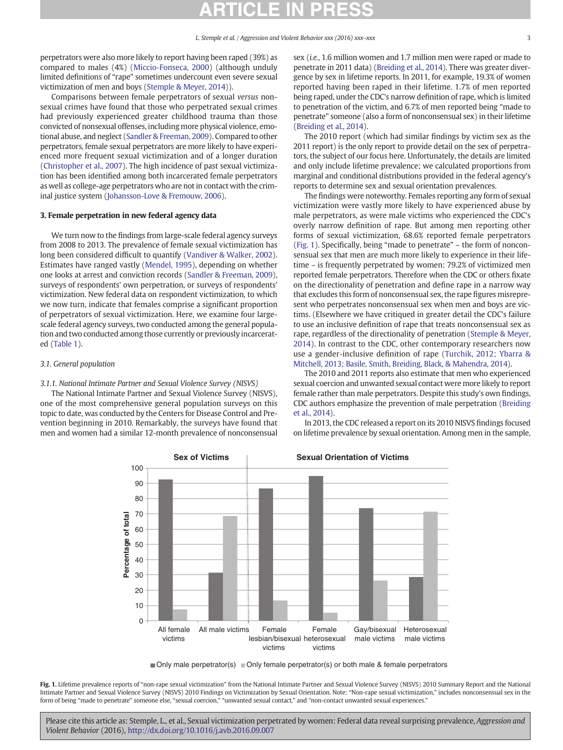perpetrators were also more likely to report having been raped (39%) as compared to males (4%) (Miccio-Fonseca, 2000) (although unduly limited definitions of "rape" sometimes undercount even severe sexual victimization of men and boys (Stemple & Meyer, 2014)).

Comparisons between female perpetrators of sexual *versus* nonsexual crimes have found that those who perpetrated sexual crimes had previously experienced greater childhood trauma than those convicted of nonsexual offenses, including more physical violence, emotional abuse, and neglect (Sandler & Freeman, 2009). Compared to other perpetrators, female sexual perpetrators are more likely to have experienced more frequent sexual victimization and of a longer duration (Christopher et al., 2007). The high incidence of past sexual victimization has been identified among both incarcerated female perpetrators as well as college-age perpetrators who are not in contact with the criminal justice system (Johansson-Love & Fremouw, 2006).

## 3. Female perpetration in new federal agency data

We turn now to the findings from large-scale federal agency surveys from 2008 to 2013. The prevalence of female sexual victimization has long been considered difficult to quantify (Vandiver & Walker, 2002). Estimates have ranged vastly (Mendel, 1995), depending on whether one looks at arrest and conviction records (Sandler & Freeman, 2009), surveys of respondents' own perpetration, or surveys of respondents' victimization. New federal data on respondent victimization, to which we now turn, indicate that females comprise a significant proportion of perpetrators of sexual victimization. Here, we examine four large-scale federal agency surveys, two conducted among the general population and two conducted among those currently or previously incarcerated (Table 1).

### 3.1. General population

#### 3.1.1. National Intimate Partner and Sexual Violence Survey (NISVS)

The National Intimate Partner and Sexual Violence Survey (NISVS), one of the most comprehensive general population surveys on this topic to date, was conducted by the Centers for Disease Control and Prevention beginning in 2010. Remarkably, the surveys have found that men and women had a similar 12-month prevalence of nonconsensual sex (*i.e.*, 1.6 million women and 1.7 million men were raped or made to penetrate in 2011 data) (Breiding et al., 2014). There was greater divergence by sex in lifetime reports. In 2011, for example, 19.3% of women reported having been raped in their lifetime. 1.7% of men reported being raped, under the CDC's narrow definition of rape, which is limited to penetration of the victim, and 6.7% of men reported being "made to penetrate" someone (also a form of nonconsensual sex) in their lifetime (Breiding et al., 2014).

The 2010 report (which had similar findings by victim sex as the 2011 report) is the only report to provide detail on the sex of perpetrators, the subject of our focus here. Unfortunately, the details are limited and only include lifetime prevalence; we calculated proportions from marginal and conditional distributions provided in the federal agency's reports to determine sex and sexual orientation prevalences.

The findings were noteworthy. Females reporting any form of sexual victimization were vastly more likely to have experienced abuse by male perpetrators, as were male victims who experienced the CDC's overly narrow definition of rape. But among men reporting other forms of sexual victimization, 68.6% reported female perpetrators (Fig. 1). Specifically, being "made to penetrate" – the form of nonconsensual sex that men are much more likely to experience in their lifetime – is frequently perpetrated by women: 79.2% of victimized men reported female perpetrators. Therefore when the CDC or others fixate on the directionality of penetration and define rape in a narrow way that excludes this form of nonconsensual sex, the rape figures misrepresent who perpetrates nonconsensual sex when men and boys are victims. (Elsewhere we have critiqued in greater detail the CDC's failure to use an inclusive definition of rape that treats nonconsensual sex as rape, regardless of the directionality of penetration (Stemple & Meyer, 2014). In contrast to the CDC, other contemporary researchers now use a gender-inclusive definition of rape (Turchik, 2012; Ybarra & Mitchell, 2013; Basile, Smith, Breiding, Black, & Mahendra, 2014).

The 2010 and 2011 reports also estimate that men who experienced sexual coercion and unwanted sexual contact were more likely to report female rather than male perpetrators. Despite this study's own findings, CDC authors emphasize the prevention of male perpetration (Breiding et al., 2014).

In 2013, the CDC released a report on its 2010 NISVS findings focused on lifetime prevalence by sexual orientation. Among men in the sample,

**Fig. 1.** Lifetime prevalence reports of "non-rape sexual victimization" from the National Intimate Partner and Sexual Violence Survey (NISVS) 2010 Summary Report and the National Intimate Partner and Sexual Violence Survey (NISVS) 2010 Findings on Victimization by Sexual Orientation. Note: "Non-rape sexual victimization," includes nonconsensual sex in the form of being "made to penetrate" someone else, "sexual coercion," "unwanted sexual contact," and "non-contact unwanted sexual experiences."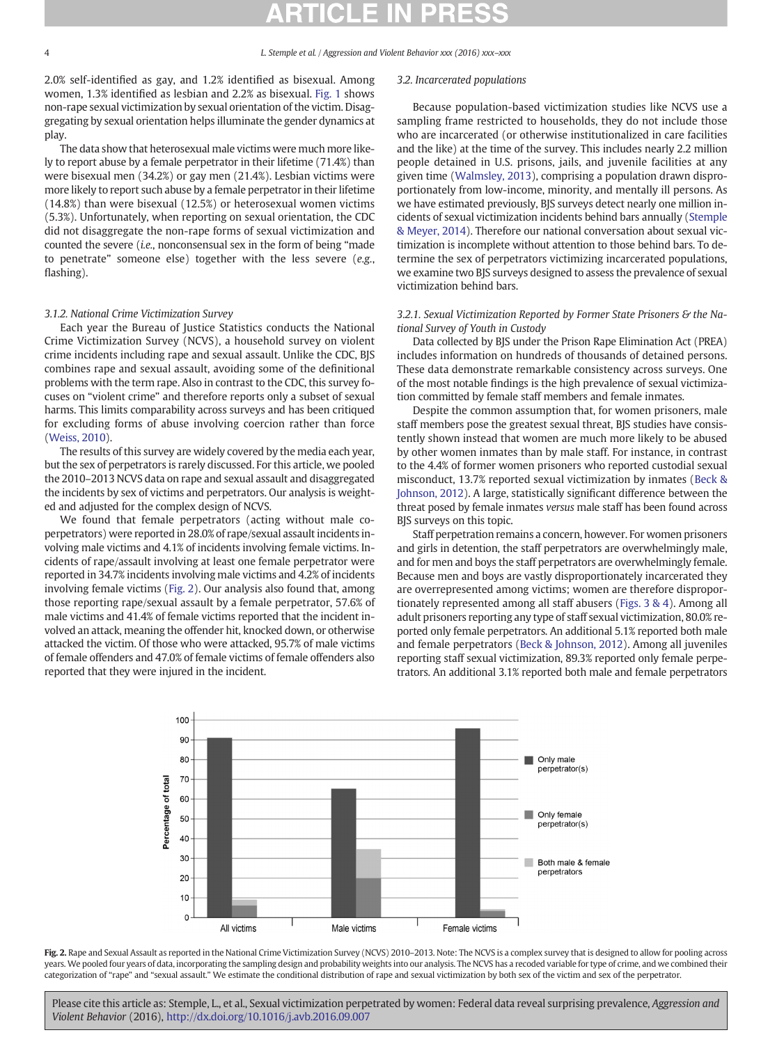2.0% self-identified as gay, and 1.2% identified as bisexual. Among women, 1.3% identified as lesbian and 2.2% as bisexual. Fig. 1 shows non-rape sexual victimization by sexual orientation of the victim. Disaggregating by sexual orientation helps illuminate the gender dynamics at play.

The data show that heterosexual male victims were much more likely to report abuse by a female perpetrator in their lifetime (71.4%) than were bisexual men (34.2%) or gay men (21.4%). Lesbian victims were more likely to report such abuse by a female perpetrator in their lifetime (14.8%) than were bisexual (12.5%) or heterosexual women victims (5.3%). Unfortunately, when reporting on sexual orientation, the CDC did not disaggregate the non-rape forms of sexual victimization and counted the severe (*i.e.*, nonconsensual sex in the form of being "made to penetrate" someone else) together with the less severe (*e.g.*, flashing).

#### 3.1.2. National Crime Victimization Survey

Each year the Bureau of Justice Statistics conducts the National Crime Victimization Survey (NCVS), a household survey on violent crime incidents including rape and sexual assault. Unlike the CDC, BJS combines rape and sexual assault, avoiding some of the definitional problems with the term rape. Also in contrast to the CDC, this survey focuses on "violent crime" and therefore reports only a subset of sexual harms. This limits comparability across surveys and has been critiqued for excluding forms of abuse involving coercion rather than force (Weiss, 2010).

The results of this survey are widely covered by the media each year, but the sex of perpetrators is rarely discussed. For this article, we pooled the 2010–2013 NCVS data on rape and sexual assault and disaggregated the incidents by sex of victims and perpetrators. Our analysis is weighted and adjusted for the complex design of NCVS.

We found that female perpetrators (acting without male co-perpetrators) were reported in 28.0% of rape/sexual assault incidents involving male victims and 4.1% of incidents involving female victims. Incidents of rape/assault involving at least one female perpetrator were reported in 34.7% incidents involving male victims and 4.2% of incidents involving female victims (Fig. 2). Our analysis also found that, among those reporting rape/sexual assault by a female perpetrator, 57.6% of male victims and 41.4% of female victims reported that the incident involved an attack, meaning the offender hit, knocked down, or otherwise attacked the victim. Of those who were attacked, 95.7% of male victims of female offenders and 47.0% of female victims of female offenders also reported that they were injured in the incident.

### 3.2. Incarcerated populations

Because population-based victimization studies like NCVS use a sampling frame restricted to households, they do not include those who are incarcerated (or otherwise institutionalized in care facilities and the like) at the time of the survey. This includes nearly 2.2 million people detained in U.S. prisons, jails, and juvenile facilities at any given time (Walmsley, 2013), comprising a population drawn disproportionately from low-income, minority, and mentally ill persons. As we have estimated previously, BJS surveys detect nearly one million incidents of sexual victimization incidents behind bars annually (Stemple & Meyer, 2014). Therefore our national conversation about sexual victimization is incomplete without attention to those behind bars. To determine the sex of perpetrators victimizing incarcerated populations, we examine two BJS surveys designed to assess the prevalence of sexual victimization behind bars.

#### 3.2.1. Sexual Victimization Reported by Former State Prisoners & the National Survey of Youth in Custody

Data collected by BJS under the Prison Rape Elimination Act (PREA) includes information on hundreds of thousands of detained persons. These data demonstrate remarkable consistency across surveys. One of the most notable findings is the high prevalence of sexual victimization committed by female staff members and female inmates.

Despite the common assumption that, for women prisoners, male staff members pose the greatest sexual threat, BJS studies have consistently shown instead that women are much more likely to be abused by other women inmates than by male staff. For instance, in contrast to the 4.4% of former women prisoners who reported custodial sexual misconduct, 13.7% reported sexual victimization by inmates (Beck & Johnson, 2012). A large, statistically significant difference between the threat posed by female inmates *versus* male staff has been found across BJS surveys on this topic.

Staff perpetration remains a concern, however. For women prisoners and girls in detention, the staff perpetrators are overwhelmingly male, and for men and boys the staff perpetrators are overwhelmingly female. Because men and boys are vastly disproportionately incarcerated they are overrepresented among victims; women are therefore disproportionately represented among all staff abusers (Figs. 3 & 4). Among all adult prisoners reporting any type of staff sexual victimization, 80.0% reported only female perpetrators. An additional 5.1% reported both male and female perpetrators (Beck & Johnson, 2012). Among all juveniles reporting staff sexual victimization, 89.3% reported only female perpetrators. An additional 3.1% reported both male and female perpetrators

**Fig. 2.** Rape and Sexual Assault as reported in the National Crime Victimization Survey (NCVS) 2010–2013. Note: The NCVS is a complex survey that is designed to allow for pooling across years. We pooled four years of data, incorporating the sampling design and probability weights into our analysis. The NCVS has a recoded variable for type of crime, and we combined their categorization of "rape" and "sexual assault." We estimate the conditional distribution of rape and sexual victimization by both sex of the victim and sex of the perpetrator.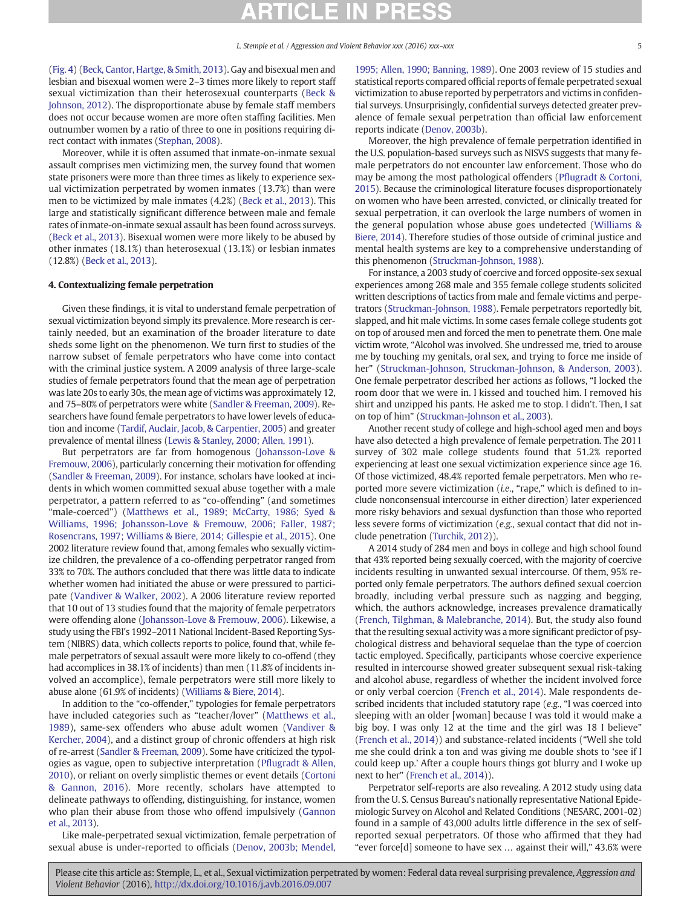(Fig. 4) (Beck, Cantor, Hartge, & Smith, 2013). Gay and bisexual men and lesbian and bisexual women were 2–3 times more likely to report staff sexual victimization than their heterosexual counterparts (Beck & Johnson, 2012). The disproportionate abuse by female staff members does not occur because women are more often staffing facilities. Men outnumber women by a ratio of three to one in positions requiring direct contact with inmates (Stephan, 2008).

Moreover, while it is often assumed that inmate-on-inmate sexual assault comprises men victimizing men, the survey found that women state prisoners were more than three times as likely to experience sexual victimization perpetrated by women inmates (13.7%) than were men to be victimized by male inmates (4.2%) (Beck et al., 2013). This large and statistically significant difference between male and female rates of inmate-on-inmate sexual assault has been found across surveys. (Beck et al., 2013). Bisexual women were more likely to be abused by other inmates (18.1%) than heterosexual (13.1%) or lesbian inmates (12.8%) (Beck et al., 2013).

## 4. Contextualizing female perpetration

Given these findings, it is vital to understand female perpetration of sexual victimization beyond simply its prevalence. More research is certainly needed, but an examination of the broader literature to date sheds some light on the phenomenon. We turn first to studies of the narrow subset of female perpetrators who have come into contact with the criminal justice system. A 2009 analysis of three large-scale studies of female perpetrators found that the mean age of perpetration was late 20s to early 30s, the mean age of victims was approximately 12, and 75–80% of perpetrators were white (Sandler & Freeman, 2009). Researchers have found female perpetrators to have lower levels of education and income (Tardif, Auclair, Jacob, & Carpentier, 2005) and greater prevalence of mental illness (Lewis & Stanley, 2000; Allen, 1991).

But perpetrators are far from homogenous (Johansson-Love & Fremouw, 2006), particularly concerning their motivation for offending (Sandler & Freeman, 2009). For instance, scholars have looked at incidents in which women committed sexual abuse together with a male perpetrator, a pattern referred to as "co-offending" (and sometimes "male-coerced") (Matthews et al., 1989; McCarty, 1986; Syed & Williams, 1996; Johansson-Love & Fremouw, 2006; Faller, 1987; Rosencrans, 1997; Williams & Biere, 2014; Gillespie et al., 2015). One 2002 literature review found that, among females who sexually victimize children, the prevalence of a co-offending perpetrator ranged from 33% to 70%. The authors concluded that there was little data to indicate whether women had initiated the abuse or were pressured to participate (Vandiver & Walker, 2002). A 2006 literature review reported that 10 out of 13 studies found that the majority of female perpetrators were offending alone (Johansson-Love & Fremouw, 2006). Likewise, a study using the FBI's 1992–2011 National Incident-Based Reporting System (NIBRS) data, which collects reports to police, found that, while female perpetrators of sexual assault were more likely to co-offend (they had accomplices in 38.1% of incidents) than men (11.8% of incidents involved an accomplice), female perpetrators were still more likely to abuse alone (61.9% of incidents) (Williams & Biere, 2014).

In addition to the "co-offender," typologies for female perpetrators have included categories such as "teacher/lover" (Matthews et al., 1989), same-sex offenders who abuse adult women (Vandiver & Kercher, 2004), and a distinct group of chronic offenders at high risk of re-arrest (Sandler & Freeman, 2009). Some have criticized the typologies as vague, open to subjective interpretation (Pflugradt & Allen, 2010), or reliant on overly simplistic themes or event details (Cortoni & Gannon, 2016). More recently, scholars have attempted to delineate pathways to offending, distinguishing, for instance, women who plan their abuse from those who offend impulsively (Gannon et al., 2013).

Like male-perpetrated sexual victimization, female perpetration of sexual abuse is under-reported to officials (Denov, 2003b; Mendel, 1995; Allen, 1990; Banning, 1989). One 2003 review of 15 studies and statistical reports compared official reports of female perpetrated sexual victimization to abuse reported by perpetrators and victims in confidential surveys. Unsurprisingly, confidential surveys detected greater prevalence of female sexual perpetration than official law enforcement reports indicate (Denov, 2003b).

Moreover, the high prevalence of female perpetration identified in the U.S. population-based surveys such as NISVS suggests that many female perpetrators do not encounter law enforcement. Those who do may be among the most pathological offenders (Pflugradt & Cortoni, 2015). Because the criminological literature focuses disproportionately on women who have been arrested, convicted, or clinically treated for sexual perpetration, it can overlook the large numbers of women in the general population whose abuse goes undetected (Williams & Biere, 2014). Therefore studies of those outside of criminal justice and mental health systems are key to a comprehensive understanding of this phenomenon (Struckman-Johnson, 1988).

For instance, a 2003 study of coercive and forced opposite-sex sexual experiences among 268 male and 355 female college students solicited written descriptions of tactics from male and female victims and perpetrators (Struckman-Johnson, 1988). Female perpetrators reportedly bit, slapped, and hit male victims. In some cases female college students got on top of aroused men and forced the men to penetrate them. One male victim wrote, "Alcohol was involved. She undressed me, tried to arouse me by touching my genitals, oral sex, and trying to force me inside of her" (Struckman-Johnson, Struckman-Johnson, & Anderson, 2003). One female perpetrator described her actions as follows, "I locked the room door that we were in. I kissed and touched him. I removed his shirt and unzipped his pants. He asked me to stop. I didn't. Then, I sat on top of him" (Struckman-Johnson et al., 2003).

Another recent study of college and high-school aged men and boys have also detected a high prevalence of female perpetration. The 2011 survey of 302 male college students found that 51.2% reported experiencing at least one sexual victimization experience since age 16. Of those victimized, 48.4% reported female perpetrators. Men who reported more severe victimization (*i.e.*, "rape," which is defined to include nonconsensual intercourse in either direction) later experienced more risky behaviors and sexual dysfunction than those who reported less severe forms of victimization (*e.g.*, sexual contact that did not include penetration (Turchik, 2012)).

A 2014 study of 284 men and boys in college and high school found that 43% reported being sexually coerced, with the majority of coercive incidents resulting in unwanted sexual intercourse. Of them, 95% reported only female perpetrators. The authors defined sexual coercion broadly, including verbal pressure such as nagging and begging, which, the authors acknowledge, increases prevalence dramatically (French, Tilghman, & Malebranche, 2014). But, the study also found that the resulting sexual activity was a more significant predictor of psychological distress and behavioral sequelae than the type of coercion tactic employed. Specifically, participants whose coercive experience resulted in intercourse showed greater subsequent sexual risk-taking and alcohol abuse, regardless of whether the incident involved force or only verbal coercion (French et al., 2014). Male respondents described incidents that included statutory rape (*e.g.*, "I was coerced into sleeping with an older [woman] because I was told it would make a big boy. I was only 12 at the time and the girl was 18 I believe" (French et al., 2014)) and substance-related incidents ("Well she told me she could drink a ton and was giving me double shots to 'see if I could keep up.' After a couple hours things got blurry and I woke up next to her" (French et al., 2014)).

Perpetrator self-reports are also revealing. A 2012 study using data from the U. S. Census Bureau's nationally representative National Epidemiologic Survey on Alcohol and Related Conditions (NESARC, 2001-02) found in a sample of 43,000 adults little difference in the sex of self-reported sexual perpetrators. Of those who affirmed that they had "ever force[d] someone to have sex … against their will," 43.6% were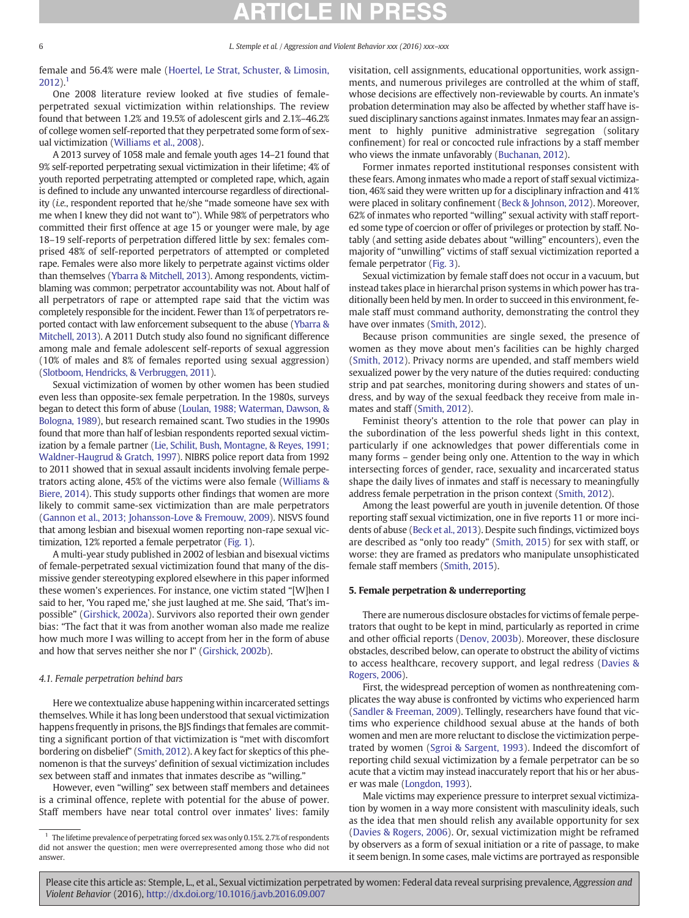female and 56.4% were male (Hoertel, Le Strat, Schuster, & Limosin, 2012).[1]

One 2008 literature review looked at five studies of female-perpetrated sexual victimization within relationships. The review found that between 1.2% and 19.5% of adolescent girls and 2.1%–46.2% of college women self-reported that they perpetrated some form of sexual victimization (Williams et al., 2008).

A 2013 survey of 1058 male and female youth ages 14–21 found that 9% self-reported perpetrating sexual victimization in their lifetime; 4% of youth reported perpetrating attempted or completed rape, which, again is defined to include any unwanted intercourse regardless of directionality (*i.e.*, respondent reported that he/she "made someone have sex with me when I knew they did not want to"). While 98% of perpetrators who committed their first offence at age 15 or younger were male, by age 18–19 self-reports of perpetration differed little by sex: females comprised 48% of self-reported perpetrators of attempted or completed rape. Females were also more likely to perpetrate against victims older than themselves (Ybarra & Mitchell, 2013). Among respondents, victim-blaming was common; perpetrator accountability was not. About half of all perpetrators of rape or attempted rape said that the victim was completely responsible for the incident. Fewer than 1% of perpetrators reported contact with law enforcement subsequent to the abuse (Ybarra & Mitchell, 2013). A 2011 Dutch study also found no significant difference among male and female adolescent self-reports of sexual aggression (10% of males and 8% of females reported using sexual aggression) (Slotboom, Hendricks, & Verbruggen, 2011).

Sexual victimization of women by other women has been studied even less than opposite-sex female perpetration. In the 1980s, surveys began to detect this form of abuse (Loulan, 1988; Waterman, Dawson, & Bologna, 1989), but research remained scant. Two studies in the 1990s found that more than half of lesbian respondents reported sexual victimization by a female partner (Lie, Schilit, Bush, Montagne, & Reyes, 1991; Waldner-Haugrud & Gratch, 1997). NIBRS police report data from 1992 to 2011 showed that in sexual assault incidents involving female perpetrators acting alone, 45% of the victims were also female (Williams & Biere, 2014). This study supports other findings that women are more likely to commit same-sex victimization than are male perpetrators (Gannon et al., 2013; Johansson-Love & Fremouw, 2009). NISVS found that among lesbian and bisexual women reporting non-rape sexual victimization, 12% reported a female perpetrator (Fig. 1).

A multi-year study published in 2002 of lesbian and bisexual victims of female-perpetrated sexual victimization found that many of the dismissive gender stereotyping explored elsewhere in this paper informed these women's experiences. For instance, one victim stated "[W]hen I said to her, 'You raped me,' she just laughed at me. She said, 'That's impossible" (Girshick, 2002a). Survivors also reported their own gender bias: "The fact that it was from another woman also made me realize how much more I was willing to accept from her in the form of abuse and how that serves neither she nor I" (Girshick, 2002b).

### 4.1. Female perpetration behind bars

Here we contextualize abuse happening within incarcerated settings themselves. While it has long been understood that sexual victimization happens frequently in prisons, the BJS findings that females are committing a significant portion of that victimization is "met with discomfort bordering on disbelief" (Smith, 2012). A key fact for skeptics of this phenomenon is that the surveys' definition of sexual victimization includes sex between staff and inmates that inmates describe as "willing."

However, even "willing" sex between staff members and detainees is a criminal offence, replete with potential for the abuse of power. Staff members have near total control over inmates' lives: family visitation, cell assignments, educational opportunities, work assignments, and numerous privileges are controlled at the whim of staff, whose decisions are effectively non-reviewable by courts. An inmate's probation determination may also be affected by whether staff have issued disciplinary sanctions against inmates. Inmates may fear an assignment to highly punitive administrative segregation (solitary confinement) for real or concocted rule infractions by a staff member who views the inmate unfavorably (Buchanan, 2012).

Former inmates reported institutional responses consistent with these fears. Among inmates who made a report of staff sexual victimization, 46% said they were written up for a disciplinary infraction and 41% were placed in solitary confinement (Beck & Johnson, 2012). Moreover, 62% of inmates who reported "willing" sexual activity with staff reported some type of coercion or offer of privileges or protection by staff. Notably (and setting aside debates about "willing" encounters), even the majority of "unwilling" victims of staff sexual victimization reported a female perpetrator (Fig. 3).

Sexual victimization by female staff does not occur in a vacuum, but instead takes place in hierarchal prison systems in which power has traditionally been held by men. In order to succeed in this environment, female staff must command authority, demonstrating the control they have over inmates (Smith, 2012).

Because prison communities are single sexed, the presence of women as they move about men's facilities can be highly charged (Smith, 2012). Privacy norms are upended, and staff members wield sexualized power by the very nature of the duties required: conducting strip and pat searches, monitoring during showers and states of undress, and by way of the sexual feedback they receive from male inmates and staff (Smith, 2012).

Feminist theory's attention to the role that power can play in the subordination of the less powerful sheds light in this context, particularly if one acknowledges that power differentials come in many forms – gender being only one. Attention to the way in which intersecting forces of gender, race, sexuality and incarcerated status shape the daily lives of inmates and staff is necessary to meaningfully address female perpetration in the prison context (Smith, 2012).

Among the least powerful are youth in juvenile detention. Of those reporting staff sexual victimization, one in five reports 11 or more incidents of abuse (Beck et al., 2013). Despite such findings, victimized boys are described as "only too ready" (Smith, 2015) for sex with staff, or worse: they are framed as predators who manipulate unsophisticated female staff members (Smith, 2015).

## 5. Female perpetration & underreporting

There are numerous disclosure obstacles for victims of female perpetrators that ought to be kept in mind, particularly as reported in crime and other official reports (Denov, 2003b). Moreover, these disclosure obstacles, described below, can operate to obstruct the ability of victims to access healthcare, recovery support, and legal redress (Davies & Rogers, 2006).

First, the widespread perception of women as nonthreatening complicates the way abuse is confronted by victims who experienced harm (Sandler & Freeman, 2009). Tellingly, researchers have found that victims who experience childhood sexual abuse at the hands of both women and men are more reluctant to disclose the victimization perpetrated by women (Sgroi & Sargent, 1993). Indeed the discomfort of reporting child sexual victimization by a female perpetrator can be so acute that a victim may instead inaccurately report that his or her abuser was male (Longdon, 1993).

Male victims may experience pressure to interpret sexual victimization by women in a way more consistent with masculinity ideals, such as the idea that men should relish any available opportunity for sex (Davies & Rogers, 2006). Or, sexual victimization might be reframed by observers as a form of sexual initiation or a rite of passage, to make it seem benign. In some cases, male victims are portrayed as responsible

[1] The lifetime prevalence of perpetrating forced sex was only 0.15%. 2.7% of respondents did not answer the question; men were overrepresented among those who did not answer.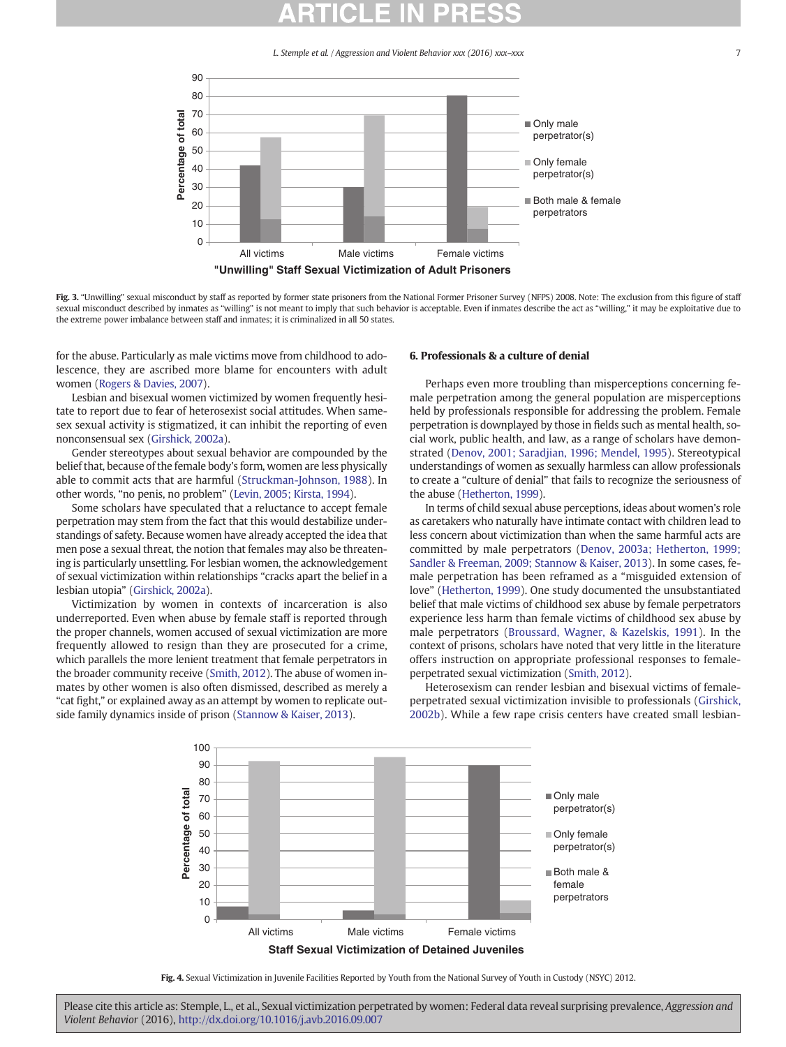Fig. 3. "Unwilling" sexual misconduct by staff as reported by former state prisoners from the National Former Prisoner Survey (NFPS) 2008. Note: The exclusion from this figure of staff sexual misconduct described by inmates as "willing" is not meant to imply that such behavior is acceptable. Even if inmates describe the act as "willing," it may be exploitative due to the extreme power imbalance between staff and inmates; it is criminalized in all 50 states.

for the abuse. Particularly as male victims move from childhood to adolescence, they are ascribed more blame for encounters with adult women (Rogers & Davies, 2007).

Lesbian and bisexual women victimized by women frequently hesitate to report due to fear of heterosexist social attitudes. When same-sex sexual activity is stigmatized, it can inhibit the reporting of even nonconsensual sex (Girshick, 2002a).

Gender stereotypes about sexual behavior are compounded by the belief that, because of the female body's form, women are less physically able to commit acts that are harmful (Struckman-Johnson, 1988). In other words, "no penis, no problem" (Levin, 2005; Kirsta, 1994).

Some scholars have speculated that a reluctance to accept female perpetration may stem from the fact that this would destabilize understandings of safety. Because women have already accepted the idea that men pose a sexual threat, the notion that females may also be threatening is particularly unsettling. For lesbian women, the acknowledgement of sexual victimization within relationships "cracks apart the belief in a lesbian utopia" (Girshick, 2002a).

Victimization by women in contexts of incarceration is also underreported. Even when abuse by female staff is reported through the proper channels, women accused of sexual victimization are more frequently allowed to resign than they are prosecuted for a crime, which parallels the more lenient treatment that female perpetrators in the broader community receive (Smith, 2012). The abuse of women inmates by other women is also often dismissed, described as merely a "cat fight," or explained away as an attempt by women to replicate outside family dynamics inside of prison (Stannow & Kaiser, 2013).

## 6. Professionals & a culture of denial

Perhaps even more troubling than misperceptions concerning female perpetration among the general population are misperceptions held by professionals responsible for addressing the problem. Female perpetration is downplayed by those in fields such as mental health, social work, public health, and law, as a range of scholars have demonstrated (Denov, 2001; Saradjian, 1996; Mendel, 1995). Stereotypical understandings of women as sexually harmless can allow professionals to create a "culture of denial" that fails to recognize the seriousness of the abuse (Hetherton, 1999).

In terms of child sexual abuse perceptions, ideas about women's role as caretakers who naturally have intimate contact with children lead to less concern about victimization than when the same harmful acts are committed by male perpetrators (Denov, 2003a; Hetherton, 1999; Sandler & Freeman, 2009; Stannow & Kaiser, 2013). In some cases, female perpetration has been reframed as a "misguided extension of love" (Hetherton, 1999). One study documented the unsubstantiated belief that male victims of childhood sex abuse by female perpetrators experience less harm than female victims of childhood sex abuse by male perpetrators (Broussard, Wagner, & Kazelskis, 1991). In the context of prisons, scholars have noted that very little in the literature offers instruction on appropriate professional responses to female-perpetrated sexual victimization (Smith, 2012).

Heterosexism can render lesbian and bisexual victims of female-perpetrated sexual victimization invisible to professionals (Girshick, 2002b). While a few rape crisis centers have created small lesbian-

Fig. 4. Sexual Victimization in Juvenile Facilities Reported by Youth from the National Survey of Youth in Custody (NSYC) 2012.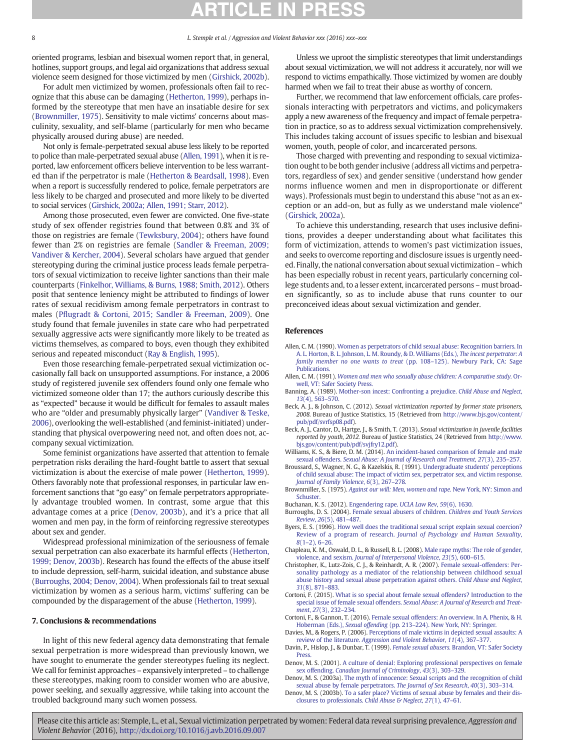oriented programs, lesbian and bisexual women report that, in general, hotlines, support groups, and legal aid organizations that address sexual violence seem designed for those victimized by men (Girshick, 2002b).

For adult men victimized by women, professionals often fail to recognize that this abuse can be damaging (Hetherton, 1999), perhaps informed by the stereotype that men have an insatiable desire for sex (Brownmiller, 1975). Sensitivity to male victims' concerns about masculinity, sexuality, and self-blame (particularly for men who became physically aroused during abuse) are needed.

Not only is female-perpetrated sexual abuse less likely to be reported to police than male-perpetrated sexual abuse (Allen, 1991), when it is reported, law enforcement officers believe intervention to be less warranted than if the perpetrator is male (Hetherton & Beardsall, 1998). Even when a report is successfully rendered to police, female perpetrators are less likely to be charged and prosecuted and more likely to be diverted to social services (Girshick, 2002a; Allen, 1991; Starr, 2012).

Among those prosecuted, even fewer are convicted. One five-state study of sex offender registries found that between 0.8% and 3% of those on registries are female (Tewksbury, 2004); others have found fewer than 2% on registries are female (Sandler & Freeman, 2009; Vandiver & Kercher, 2004). Several scholars have argued that gender stereotyping during the criminal justice process leads female perpetrators of sexual victimization to receive lighter sanctions than their male counterparts (Finkelhor, Williams, & Burns, 1988; Smith, 2012). Others posit that sentence leniency might be attributed to findings of lower rates of sexual recidivism among female perpetrators in contrast to males (Pflugradt & Cortoni, 2015; Sandler & Freeman, 2009). One study found that female juveniles in state care who had perpetrated sexually aggressive acts were significantly more likely to be treated as victims themselves, as compared to boys, even though they exhibited serious and repeated misconduct (Ray & English, 1995).

Even those researching female-perpetrated sexual victimization occasionally fall back on unsupported assumptions. For instance, a 2006 study of registered juvenile sex offenders found only one female who victimized someone older than 17; the authors curiously describe this as "expected" because it would be difficult for females to assault males who are "older and presumably physically larger" (Vandiver & Teske, 2006), overlooking the well-established (and feminist-initiated) understanding that physical overpowering need not, and often does not, accompany sexual victimization.

Some feminist organizations have asserted that attention to female perpetration risks derailing the hard-fought battle to assert that sexual victimization is about the exercise of male power (Hetherton, 1999). Others favorably note that professional responses, in particular law enforcement sanctions that "go easy" on female perpetrators appropriately advantage troubled women. In contrast, some argue that this advantage comes at a price (Denov, 2003b), and it's a price that all women and men pay, in the form of reinforcing regressive stereotypes about sex and gender.

Widespread professional minimization of the seriousness of female sexual perpetration can also exacerbate its harmful effects (Hetherton, 1999; Denov, 2003b). Research has found the effects of the abuse itself to include depression, self-harm, suicidal ideation, and substance abuse (Burroughs, 2004; Denov, 2004). When professionals fail to treat sexual victimization by women as a serious harm, victims' suffering can be compounded by the disparagement of the abuse (Hetherton, 1999).

## 7. Conclusions & recommendations

In light of this new federal agency data demonstrating that female sexual perpetration is more widespread than previously known, we have sought to enumerate the gender stereotypes fueling its neglect. We call for feminist approaches – expansively interpreted – to challenge these stereotypes, making room to consider women who are abusive, power seeking, and sexually aggressive, while taking into account the troubled background many such women possess.

Unless we uproot the simplistic stereotypes that limit understandings about sexual victimization, we will not address it accurately, nor will we respond to victims empathically. Those victimized by women are doubly harmed when we fail to treat their abuse as worthy of concern.

Further, we recommend that law enforcement officials, care professionals interacting with perpetrators and victims, and policymakers apply a new awareness of the frequency and impact of female perpetration in practice, so as to address sexual victimization comprehensively. This includes taking account of issues specific to lesbian and bisexual women, youth, people of color, and incarcerated persons.

Those charged with preventing and responding to sexual victimization ought to be both gender inclusive (address all victims and perpetrators, regardless of sex) and gender sensitive (understand how gender norms influence women and men in disproportionate or different ways). Professionals must begin to understand this abuse "not as an exception or an add-on, but as fully as we understand male violence" (Girshick, 2002a).

To achieve this understanding, research that uses inclusive definitions, provides a deeper understanding about what facilitates this form of victimization, attends to women's past victimization issues, and seeks to overcome reporting and disclosure issues is urgently needed. Finally, the national conversation about sexual victimization – which has been especially robust in recent years, particularly concerning college students and, to a lesser extent, incarcerated persons – must broaden significantly, so as to include abuse that runs counter to our preconceived ideas about sexual victimization and gender.

## References

- Allen, C. M. (1990). Women as perpetrators of child sexual abuse: Recognition barriers. In A. L. Horton, B. L. Johnson, L. M. Roundy, & D. Williams (Eds.), *The incest perpetrator: A family member no one wants to treat* (pp. 108–125). Newbury Park, CA: Sage Publications.
- Allen, C. M. (1991). *Women and men who sexually abuse children: A comparative study*. Orwell, VT: Safer Society Press.
- Banning, A. (1989). Mother-son incest: Confronting a prejudice. *Child Abuse and Neglect*, *13*(4), 563–570.
- Beck, A. J., & Johnson, C. (2012). *Sexual victimization reported by former state prisoners, 2008*. Bureau of Justice Statistics, 15 (Retrieved from http://www.bjs.gov/content/pub/pdf/svrfsp08.pdf).
- Beck, A. J., Cantor, D., Hartge, J., & Smith, T. (2013). *Sexual victimization in juvenile facilities reported by youth, 2012*. Bureau of Justice Statistics, 24 (Retrieved from http://www.bjs.gov/content/pub/pdf/svjfry12.pdf).
- Williams, K. S., & Biere, D. M. (2014). An incident-based comparison of female and male sexual offenders. *Sexual Abuse: A Journal of Research and Treatment*, *27*(3), 235–257.
- Broussard, S., Wagner, N. G., & Kazelskis, R. (1991). Undergraduate students' perceptions of child sexual abuse: The impact of victim sex, perpetrator sex, and victim response. *Journal of Family Violence*, *6*(3), 267–278.
- Brownmiller, S. (1975). *Against our will: Men, women and rape*. New York, NY: Simon and Schuster.
- Buchanan, K. S. (2012). Engendering rape. *UCLA Law Rev*, *59*(6), 1630.
- Burroughs, D. S. (2004). Female sexual abusers of children. *Children and Youth Services Review*, *26*(5), 481–487.
- Byers, E. S. (1996). How well does the traditional sexual script explain sexual coercion? Review of a program of research. *Journal of Psychology and Human Sexuality*, *8*(1–2), 6–26.
- Chapleau, K. M., Oswald, D. L., & Russell, B. L. (2008). Male rape myths: The role of gender, violence, and sexism. *Journal of Interpersonal Violence*, *23*(5), 600–615.
- Christopher, K., Lutz-Zois, C. J., & Reinhardt, A. R. (2007). Female sexual-offenders: Personality pathology as a mediator of the relationship between childhood sexual abuse history and sexual abuse perpetration against others. *Child Abuse and Neglect*, *31*(8), 871–883.
- Cortoni, F. (2015). What is so special about female sexual offenders? Introduction to the special issue of female sexual offenders. *Sexual Abuse: A Journal of Research and Treatment*, *27*(3), 232–234.
- Cortoni, F., & Gannon, T. (2016). Female sexual offenders: An overview. In A. Phenix, & H. Hoberman (Eds.), *Sexual offending* (pp. 213–224). New York, NY: Springer.
- Davies, M., & Rogers, P. (2006). Perceptions of male victims in depicted sexual assaults: A review of the literature. *Aggression and Violent Behavior*, *11*(4), 367–377.
- Davin, P., Hislop, J., & Dunbar, T. (1999). *Female sexual abusers*. Brandon, VT: Safer Society Press.
- Denov, M. S. (2001). A culture of denial: Exploring professional perspectives on female sex offending. *Canadian Journal of Criminology*, *43*(3), 303–329.
- Denov, M. S. (2003a). The myth of innocence: Sexual scripts and the recognition of child sexual abuse by female perpetrators. *The Journal of Sex Research*, *40*(3), 303–314.
- Denov, M. S. (2003b). To a safer place? Victims of sexual abuse by females and their disclosures to professionals. *Child Abuse & Neglect*, *27*(1), 47–61.

Please cite this article as: Stemple, L., et al., Sexual victimization perpetrated by women: Federal data reveal surprising prevalence, *Aggression and Violent Behavior* (2016), http://dx.doi.org/10.1016/j.avb.2016.09.007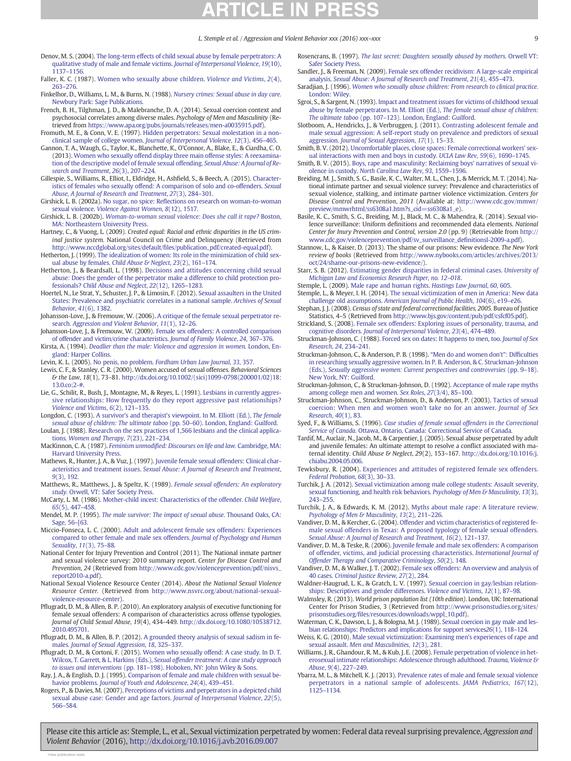Denov, M. S. (2004). The long-term effects of child sexual abuse by female perpetrators: A qualitative study of male and female victims. *Journal of Interpersonal Violence*, *19*(10), 1137–1156.

Faller, K. C. (1987). Women who sexually abuse children. *Violence and Victims*, *2*(4), 263–276.

Finkelhor, D., Williams, L. M., & Burns, N. (1988). *Nursery crimes: Sexual abuse in day care*. Newbury Park: Sage Publications.

French, B. H., Tilghman, J. D., & Malebranche, D. A. (2014). Sexual coercion context and psychosocial correlates among diverse males. *Psychology of Men and Masculinity* (Retrieved from https://www.apa.org/pubs/journals/releases/men-a0035915.pdf).

Fromuth, M. E., & Conn, V. E. (1997). Hidden perpetrators: Sexual molestation in a nonclinical sample of college women. *Journal of Interpersonal Violence*, *12*(3), 456–465.

Gannon, T. A., Waugh, G., Taylor, K., Blanchette, K., O'Connor, A., Blake, E., & Ciardha, C. O. (2013). Women who sexually offend display three main offense styles: A reexamination of the descriptive model of female sexual offending. *Sexual Abuse: A Journal of Research and Treatment*, *26*(3), 207–224.

Gillespie, S., Williams, R., Elliot, I., Eldridge, H., Ashfield, S., & Beech, A. (2015). Characteristics of females who sexually offend: A comparison of solo and co-offenders. *Sexual Abuse, A Journal of Research and Treatment*, *27*(3), 284–301.

Girshick, L. B. (2002a). No sugar, no spice: Reflections on research on woman-to-woman sexual violence. *Violence Against Women*, *8*(12), 1517.

Girshick, L. B. (2002b). *Woman-to-woman sexual violence: Does she call it rape?* Boston, MA: Northeastern University Press.

Hartney, C., & Vuong, L. (2009). *Created equal: Racial and ethnic disparities in the US criminal justice system*. National Council on Crime and Delinquency (Retrieved from http://www.nccdglobal.org/sites/default/files/publication_pdf/created-equal.pdf).

Hetherton, J. (1999). The idealization of women: Its role in the minimization of child sexual abuse by females. *Child Abuse & Neglect*, *23*(2), 161–174.

Hetherton, J., & Beardsall, L. (1998). Decisions and attitudes concerning child sexual abuse: Does the gender of the perpetrator make a difference to child protection professionals? *Child Abuse and Neglect*, *22*(12), 1265–1283.

Hoertel, N., Le Strat, Y., Schuster, J. P., & Limosin, F. (2012). Sexual assaulters in the United States: Prevalence and psychiatric correlates in a national sample. *Archives of Sexual Behavior*, *41*(6), 1382.

Johansson-Love, J., & Fremouw, W. (2006). A critique of the female sexual perpetrator research. *Aggression and Violent Behavior*, *11*(1), 12–26.

Johansson-Love, J., & Fremouw, W. (2009). Female sex offenders: A controlled comparison of offender and victim/crime characteristics. *Journal of Family Violence*, *24*, 367–376.

Kirsta, A. (1994). *Deadlier than the male: Violence and aggression in women*. London, England: Harper Collins.

Levin, K. L. (2005). No penis, no problem. *Fordham Urban Law Journal*, *33*, 357.

Lewis, C. F., & Stanley, C. R. (2000). Women accused of sexual offenses. *Behavioral Sciences & the Law*, *18*(1), 73–81. http://dx.doi.org/10.1002/(sici)1099-0798(200001/02)18:13.0.co;2-#.

Lie, G., Schilit, R., Bush, J., Montagne, M., & Reyes, L. (1991). Lesbians in currently aggressive relationships: How frequently do they report aggressive past relationships? *Violence and Victims*, *6*(2), 121–135.

Longdon, C. (1993). A survivor's and therapist's viewpoint. In M. Elliott (Ed.), *The female sexual abuse of children: The ultimate taboo* (pp. 50–60). London, England: Guilford.

Loulan, J. (1988). Research on the sex practices of 1,566 lesbians and the clinical applications. *Women and Therapy*, *7*(23), 221–234.

MacKinnon, C. A. (1987). *Feminism unmodified: Discourses on life and law*. Cambridge, MA: Harvard University Press.

Mathews, R., Hunter, J. A., & Vuz, J. (1997). Juvenile female sexual offenders: Clinical characteristics and treatment issues. *Sexual Abuse: A Journal of Research and Treatment*, *9*(3), 192.

Matthews, R., Matthews, J., & Speltz, K. (1989). *Female sexual offenders: An exploratory study*. Orwell, VT: Safer Society Press.

McCarty, L. M. (1986). Mother-child incest: Characteristics of the offender. *Child Welfare*, 65(5), 447–458.

Mendel, M. P. (1995). *The male survivor: The impact of sexual abuse*. Thousand Oaks, CA: Sage, 56–[63.

Miccio-Fonseca, L. C. (2000). Adult and adolescent female sex offenders: Experiences compared to other female and male sex offenders. *Journal of Psychology and Human Sexuality*, *11*(3), 75–88.

National Center for Injury Prevention and Control (2011). The National inmate partner and sexual violence survey: 2010 summary report. *Center for Disease Control and Prevention*, *24* (Retrieved from http://www.cdc.gov/violenceprevention/pdf/nisvs_report2010-a.pdf).

National Sexual Violence Resource Center (2014). *About the National Sexual Violence Resource Center*. (Retrieved from http://www.nsvrc.org/about/national-sexual-violence-resource-center).

Pflugradt, D. M., & Allen, B. P. (2010). An exploratory analysis of executive functioning for female sexual offenders: A comparison of characteristics across offense typologies. *Journal of Child Sexual Abuse*, *19*(4), 434–449. http://dx.doi.org/10.1080/10538712.2010.495701.

Pflugradt, D. M., & Allen, B. P. (2012). A grounded theory analysis of sexual sadism in females. *Journal of Sexual Aggression*, *18*, 325–337.

Pflugradt, D. M., & Cortoni, F. (2015). Women who sexually offend: A case study. In D. T. Wilcox, T. Garrett, & L. Harkins (Eds.), *Sexual offender treatment: A case study approach to issues and interventions* (pp. 181–198). Hoboken, NY: John Wiley & Sons.

Ray, J. A., & English, D. J. (1995). Comparison of female and male children with sexual behavior problems. *Journal of Youth and Adolescence*, *24*(4), 439–451.

Rogers, P., & Davies, M. (2007). Perceptions of victims and perpetrators in a depicted child sexual abuse case: Gender and age factors. *Journal of Interpersonal Violence*, *22*(5), 566–584.

Rosencrans, B. (1997). *The last secret: Daughters sexually abused by mothers*. Orwell VT: Safer Society Press.

Sandler, J., & Freeman, N. (2009). Female sex offender recidivism: A large-scale empirical analysis. *Sexual Abuse: A Journal of Research and Treatment*, *21*(4), 455–473.

Saradjian, J. (1996). *Women who sexually abuse children: From research to clinical practice*. London: Wiley.

Sgroi, S., & Sargent, N. (1993). Impact and treatment issues for victims of childhood sexual abuse by female perpetrators. In M. Elliott (Ed.), *The female sexual abuse of children: The ultimate taboo* (pp. 107–123). London, England: Guilford.

Slotboom, A., Hendricks, J., & Verbruggen, J. (2011). Contrasting adolescent female and male sexual aggression: A self-report study on prevalence and predictors of sexual aggression. *Journal of Sexual Aggression*, *17*(1), 15–33.

Smith, B. V. (2012). Uncomfortable places, close spaces: Female correctional workers' sexual interactions with men and boys in custody. *UCLA Law Rev*, *59*(6), 1690–1745.

Smith, B. V. (2015). Boys, rape and masculinity: Reclaiming boys' narratives of sexual violence in custody. *North Carolina Law Rev*, *93*, 1559–1596.

Breiding, M. J., Smith, S. G., Basile, K. C., Walter, M. L., Chen, J., & Merrick, M. T. (2014). National intimate partner and sexual violence survey: Prevalence and characteristics of sexual violence, stalking, and intimate partner violence victimization. *Centers for Disease Control and Prevention*, *2011* (Available at: http://www.cdc.gov/mmwr/preview/mmwrhtml/ss6308a1.htm?s_cid=ss6308a1_e).

Basile, K. C., Smith, S. G., Breiding, M. J., Black, M. C., & Mahendra, R. (2014). Sexual violence surveillance: Uniform definitions and recommended data elements. *National Center for Inury Prevention and Control, version 2.0* (pp. 9) (Retrievable from http://www.cdc.gov/violenceprevention/pdf/sv_surveillance_definitionsl-2009-a.pdf).

Stannow, L., & Kaiser, D. (2013). The shame of our prisons: New evidence. *The New York review of books* (Retrieved from http://www.nybooks.com/articles/archives/2013/oct/24/shame-our-prisons-new-evidence/).

Starr, S. B. (2012). Estimating gender disparities in federal criminal cases. *University of Michigan Law and Economics Research Paper, no. 12–018*.

Stemple, L. (2009). Male rape and human rights. *Hastings Law Journal*, *60*, 605.

Stemple, L., & Meyer, I. H. (2014). The sexual victimization of men in America: New data challenge old assumptions. *American Journal of Public Health*, *104*(6), e19–e26.

Stephan, J. J. (2008). *Census of state and federal correctional facilities, 2005*. Bureau of Justice Statistics, 4–5 (Retrieved from http://www.bjs.gov/content/pub/pdf/csfcf05.pdf).

Strickland, S. (2008). Female sex offenders: Exploring issues of personality, trauma, and cognitive disorders. *Journal of Interpersonal Violence*, *23*(4), 474–489.

Struckman-Johnson, C. (1988). Forced sex on dates: It happens to men, too. *Journal of Sex Research*, *24*, 234–241.

Struckman-Johnson, C., & Anderson, P. B. (1998). "Men do and women don't": Difficulties in researching sexually aggressive women. In P. B. Anderson, & C. Struckman-Johnson (Eds.), *Sexually aggressive women: Current perspectives and controversies* (pp. 9–18). New York, NY: Guilford.

Struckman-Johnson, C., & Struckman-Johnson, D. (1992). Acceptance of male rape myths among college men and women. *Sex Roles*, *27*(3/4), 85–100.

Struckman-Johnson, C., Struckman-Johnson, D., & Anderson, P. (2003). Tactics of sexual coercion: When men and women won't take no for an answer. *Journal of Sex Research*, *40*(1), 83.

Syed, F., & Williams, S. (1996). *Case studies of female sexual offenders in the Correctional Service of Canada*. Ottawa, Ontario, Canada: Correctional Service of Canada.

Tardif, M., Auclair, N., Jacob, M., & Carpentier, J. (2005). Sexual abuse perpetrated by adult and juvenile females: An ultimate attempt to resolve a conflict associated with maternal identity. *Child Abuse & Neglect*, *29*(2), 153–167. http://dx.doi.org/10.1016/j.chiabu.2004.05.006.

Tewksbury, R. (2004). Experiences and attitudes of registered female sex offenders. *Federal Probation*, *68*(3), 30–33.

Turchik, J. A. (2012). Sexual victimization among male college students: Assault severity, sexual functioning, and health risk behaviors. *Psychology of Men & Masculinity*, *13*(3), 243–255.

Turchik, J. A., & Edwards, K. M. (2012). Myths about male rape: A literature review. *Psychology of Men & Masculinity*, *13*(2), 211–226.

Vandiver, D. M., & Kercher, G. (2004). Offender and victim characteristics of registered female sexual offenders in Texas: A proposed typology of female sexual offenders. *Sexual Abuse: A Journal of Research and Treatment*, *16*(2), 121–137.

Vandiver, D. M., & Teske, R. (2006). Juvenile female and male sex offenders: A comparison of offender, victims, and judicial processing characteristics. *International Journal of Offender Therapy and Comparative Criminology*, *50*(2), 148.

Vandiver, D. M., & Walker, J. T. (2002). Female sex offenders: An overview and analysis of 40 cases. *Criminal Justice Review*, *27*(2), 284.

Waldner-Haugrud, L. K., & Gratch, L. V. (1997). Sexual coercion in gay/lesbian relationships: Descriptives and gender differences. *Violence and Victims*, *12*(1), 87–98.

Walmsley, R. (2013). *World prison population list (10th edition)*. London, UK: International Center for Prison Studies, 3 (Retrieved from http://www.prisonstudies.org/sites/prisonstudies.org/files/resources/downloads/wppl_10.pdf).

Waterman, C. K., Dawson, L. J., & Bologna, M. J. (1989). Sexual coercion in gay male and lesbian relationships: Predictors and implications for support services26(1), 118–124.

Weiss, K. G. (2010). Male sexual victimization: Examining men's experiences of rape and sexual assault. *Men and Masculinities*, *12*(3), 281.

Williams, J. R., Ghandour, R. M., & Kub, J. E. (2008). Female perpetration of violence in heterosexual intimate relationships: Adolescence through adulthood. *Trauma, Violence & Abuse*, *9*(4), 227–249.

Ybarra, M. L., & Mitchell, K. J. (2013). Prevalence rates of male and female sexual violence perpetrators in a national sample of adolescents. *JAMA Pediatrics*, *167*(12), 1125–1134.

Please cite this article as: Stemple, L., et al., Sexual victimization perpetrated by women: Federal data reveal surprising prevalence, *Aggression and Violent Behavior* (2016), http://dx.doi.org/10.1016/j.avb.2016.09.007